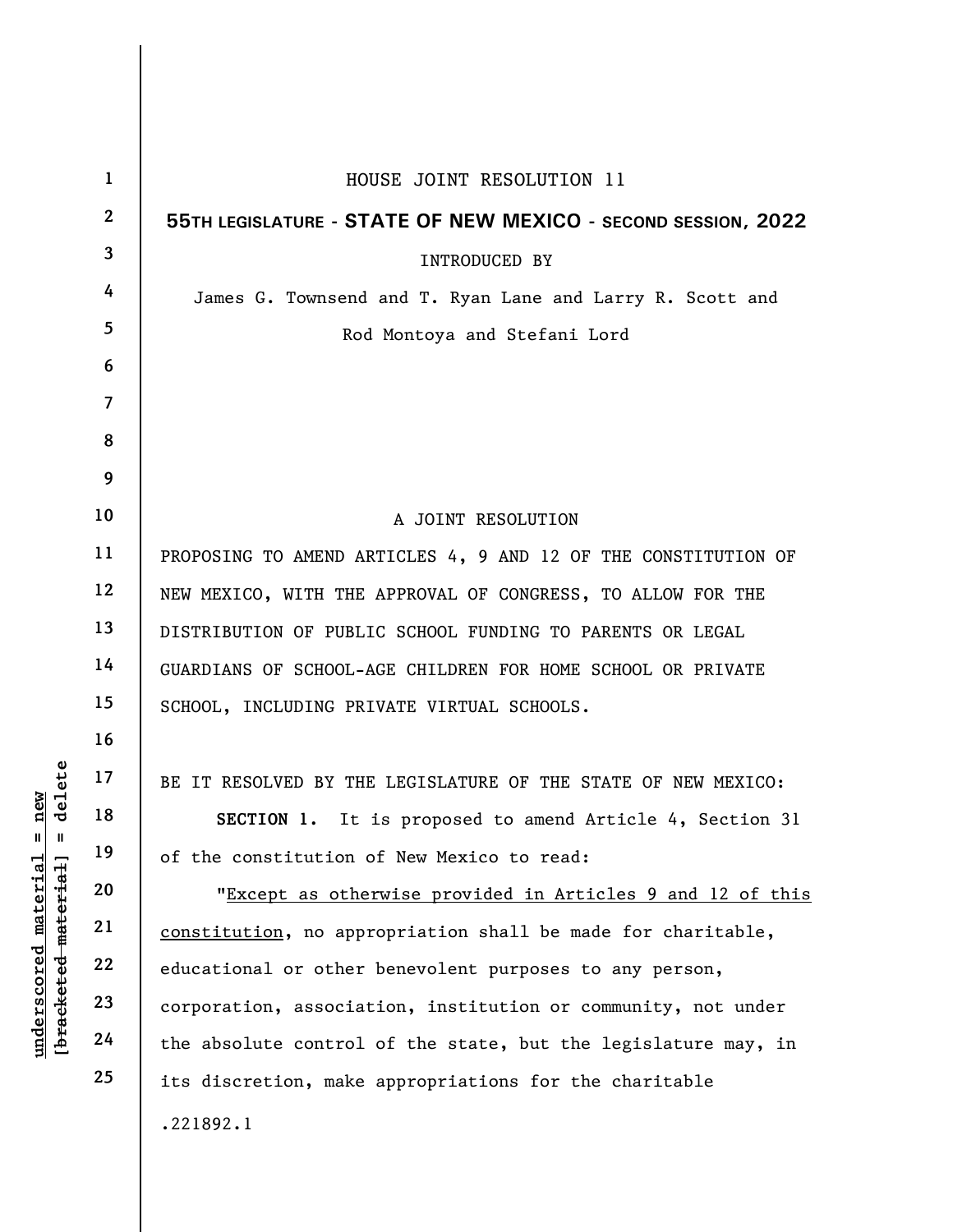HOUSE JOINT RESOLUTION 11

**55TH LEGISLATURE - STATE OF NEW MEXICO - SECOND SESSION, 2022**

INTRODUCED BY

James G. Townsend and T. Ryan Lane and Larry R. Scott and Rod Montoya and Stefani Lord

A JOINT RESOLUTION

PROPOSING TO AMEND ARTICLES 4, 9 AND 12 OF THE CONSTITUTION OF NEW MEXICO, WITH THE APPROVAL OF CONGRESS, TO ALLOW FOR THE DISTRIBUTION OF PUBLIC SCHOOL FUNDING TO PARENTS OR LEGAL GUARDIANS OF SCHOOL-AGE CHILDREN FOR HOME SCHOOL OR PRIVATE SCHOOL, INCLUDING PRIVATE VIRTUAL SCHOOLS.

BE IT RESOLVED BY THE LEGISLATURE OF THE STATE OF NEW MEXICO:

**SECTION 1.** It is proposed to amend Article 4, Section 31 of the constitution of New Mexico to read:

"<u>Except as otherwise provided in Articles 9 and 12 of this constitution</u>, no appropriation shall be made for charitable, educational or other benevolent purposes to any person, corporation, association, institution or community, not under the absolute control of the state, but the legislature may, in its discretion, make appropriations for the charitable

.221892.1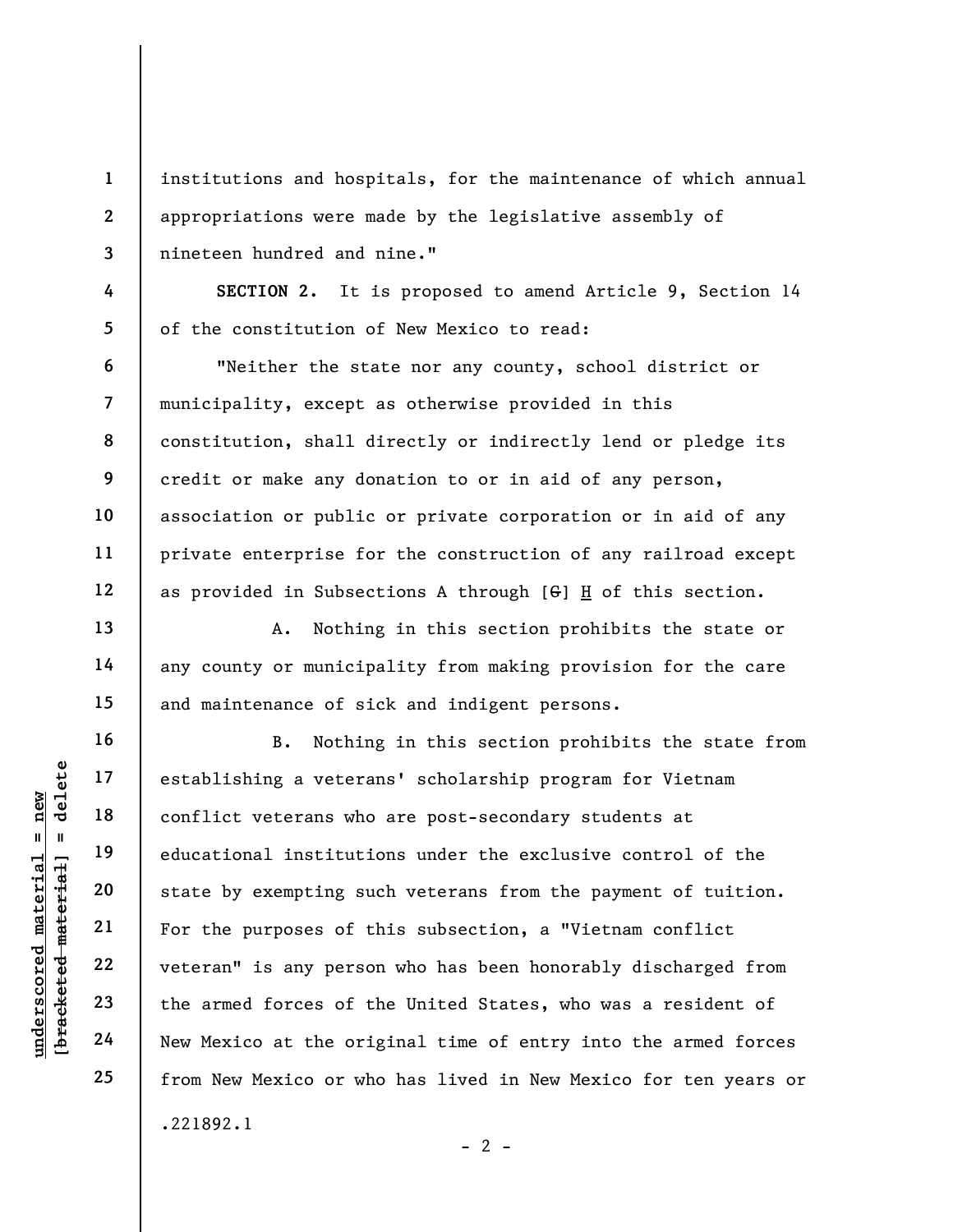institutions and hospitals, for the maintenance of which annual appropriations were made by the legislative assembly of nineteen hundred and nine."

**SECTION 2.** It is proposed to amend Article 9, Section 14 of the constitution of New Mexico to read:

"Neither the state nor any county, school district or municipality, except as otherwise provided in this constitution, shall directly or indirectly lend or pledge its credit or make any donation to or in aid of any person, association or public or private corporation or in aid of any private enterprise for the construction of any railroad except as provided in Subsections A through [~~G~~] H of this section.

A. Nothing in this section prohibits the state or any county or municipality from making provision for the care and maintenance of sick and indigent persons.

B. Nothing in this section prohibits the state from establishing a veterans' scholarship program for Vietnam conflict veterans who are post-secondary students at educational institutions under the exclusive control of the state by exempting such veterans from the payment of tuition. For the purposes of this subsection, a "Vietnam conflict veteran" is any person who has been honorably discharged from the armed forces of the United States, who was a resident of New Mexico at the original time of entry into the armed forces from New Mexico or who has lived in New Mexico for ten years or

.221892.1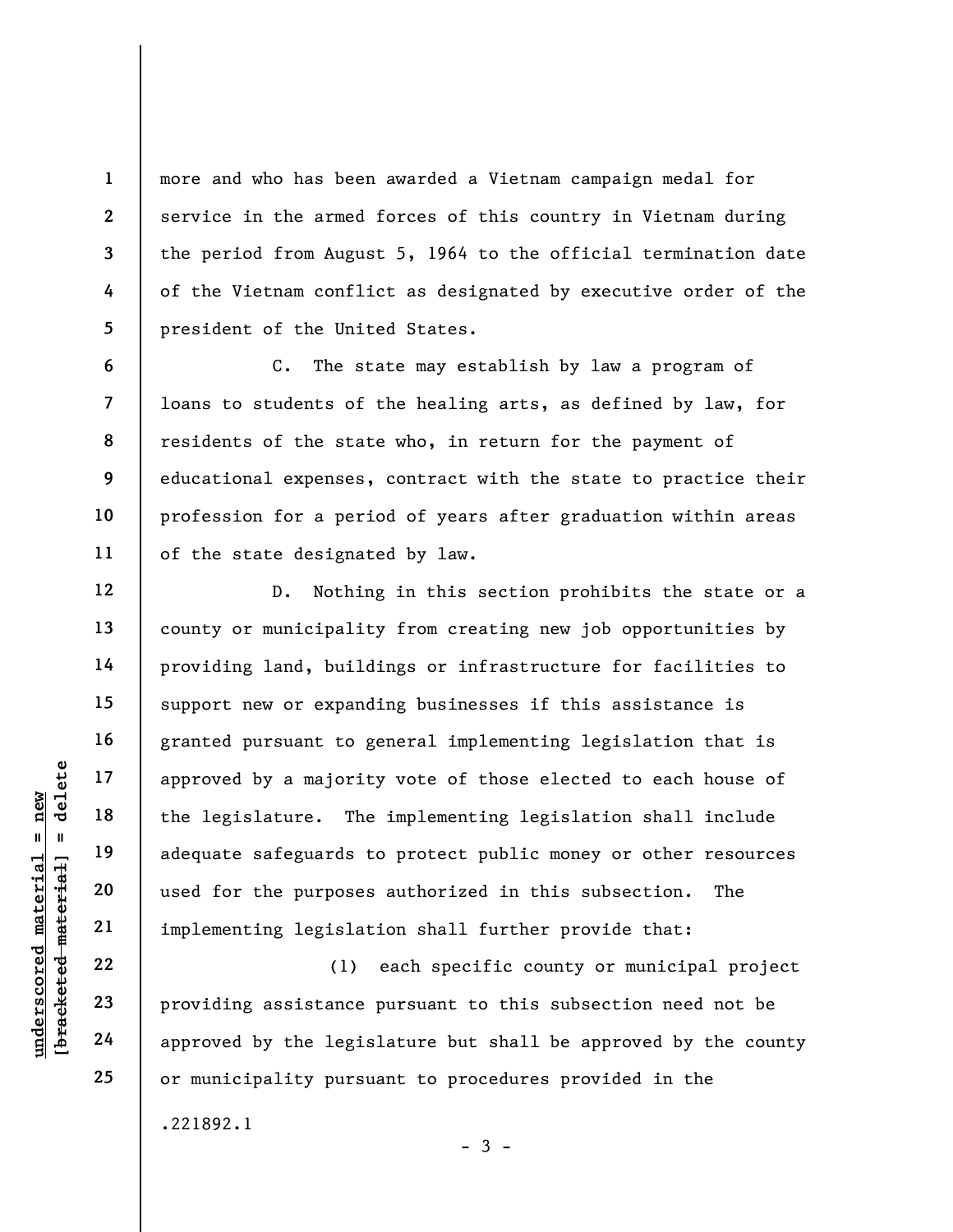more and who has been awarded a Vietnam campaign medal for service in the armed forces of this country in Vietnam during the period from August 5, 1964 to the official termination date of the Vietnam conflict as designated by executive order of the president of the United States.

C. The state may establish by law a program of loans to students of the healing arts, as defined by law, for residents of the state who, in return for the payment of educational expenses, contract with the state to practice their profession for a period of years after graduation within areas of the state designated by law.

D. Nothing in this section prohibits the state or a county or municipality from creating new job opportunities by providing land, buildings or infrastructure for facilities to support new or expanding businesses if this assistance is granted pursuant to general implementing legislation that is approved by a majority vote of those elected to each house of the legislature. The implementing legislation shall include adequate safeguards to protect public money or other resources used for the purposes authorized in this subsection. The implementing legislation shall further provide that:

(1) each specific county or municipal project providing assistance pursuant to this subsection need not be approved by the legislature but shall be approved by the county or municipality pursuant to procedures provided in the

.221892.1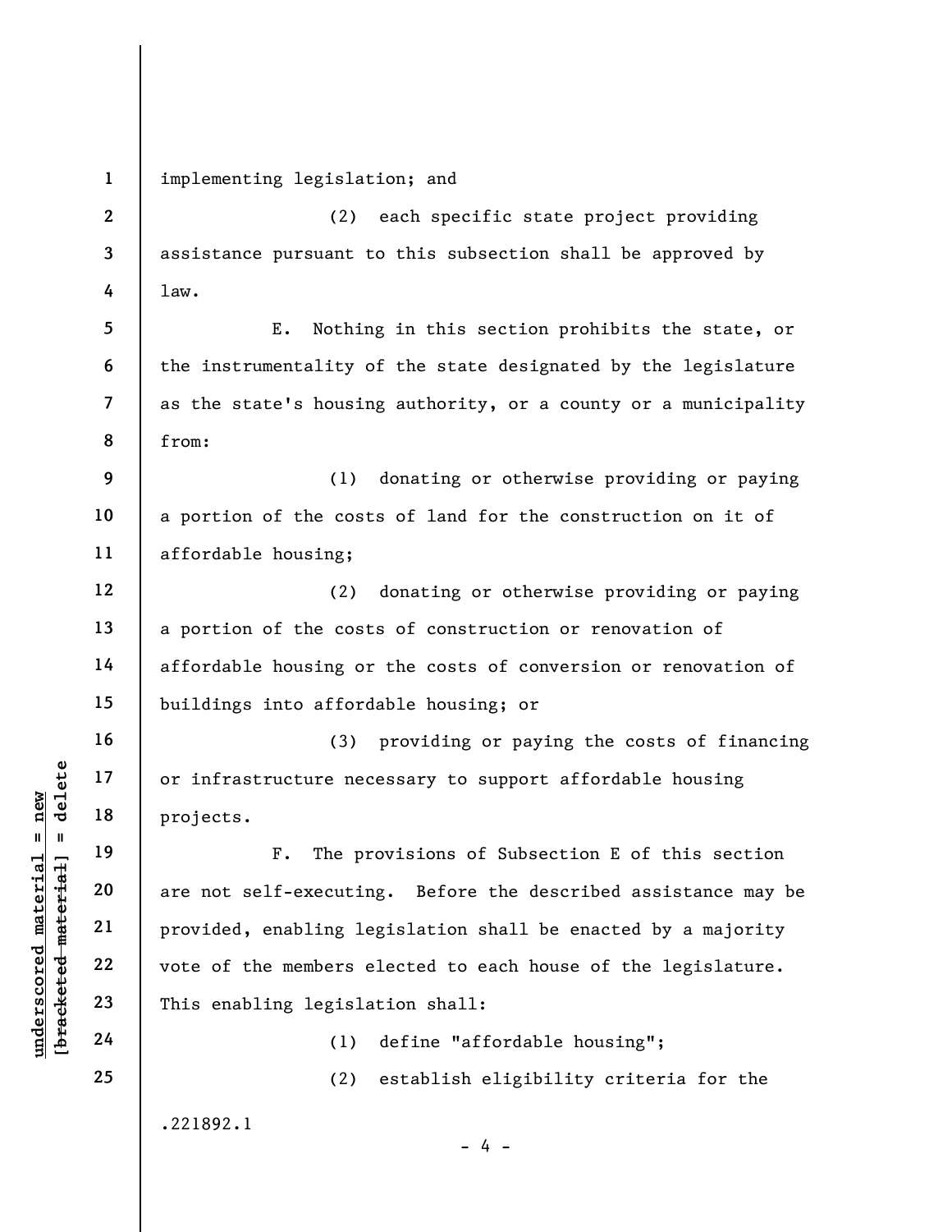implementing legislation; and

(2) each specific state project providing assistance pursuant to this subsection shall be approved by law.

E. Nothing in this section prohibits the state, or the instrumentality of the state designated by the legislature as the state's housing authority, or a county or a municipality from:

(1) donating or otherwise providing or paying a portion of the costs of land for the construction on it of affordable housing;

(2) donating or otherwise providing or paying a portion of the costs of construction or renovation of affordable housing or the costs of conversion or renovation of buildings into affordable housing; or

(3) providing or paying the costs of financing or infrastructure necessary to support affordable housing projects.

F. The provisions of Subsection E of this section are not self-executing. Before the described assistance may be provided, enabling legislation shall be enacted by a majority vote of the members elected to each house of the legislature. This enabling legislation shall:

(1) define "affordable housing";

(2) establish eligibility criteria for the

.221892.1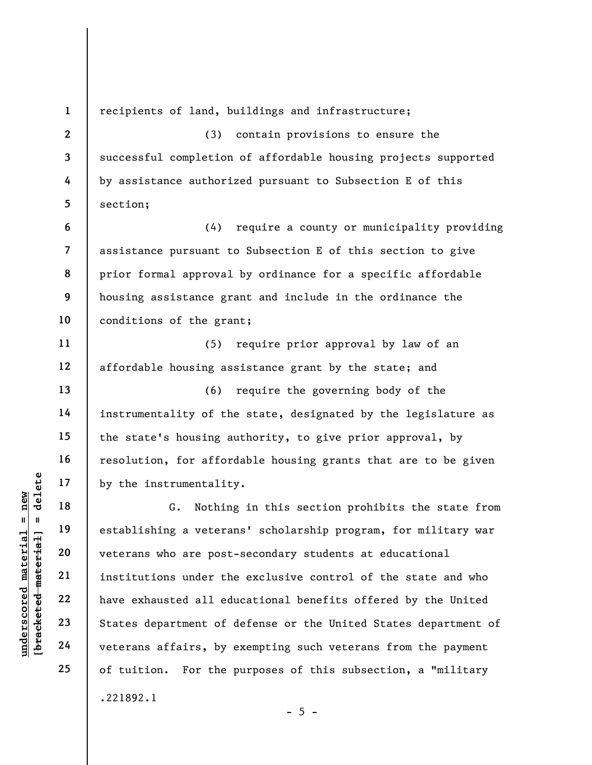recipients of land, buildings and infrastructure;

(3) contain provisions to ensure the successful completion of affordable housing projects supported by assistance authorized pursuant to Subsection E of this section;

(4) require a county or municipality providing assistance pursuant to Subsection E of this section to give prior formal approval by ordinance for a specific affordable housing assistance grant and include in the ordinance the conditions of the grant;

(5) require prior approval by law of an affordable housing assistance grant by the state; and

(6) require the governing body of the instrumentality of the state, designated by the legislature as the state's housing authority, to give prior approval, by resolution, for affordable housing grants that are to be given by the instrumentality.

G. Nothing in this section prohibits the state from establishing a veterans' scholarship program, for military war veterans who are post-secondary students at educational institutions under the exclusive control of the state and who have exhausted all educational benefits offered by the United States department of defense or the United States department of veterans affairs, by exempting such veterans from the payment of tuition. For the purposes of this subsection, a "military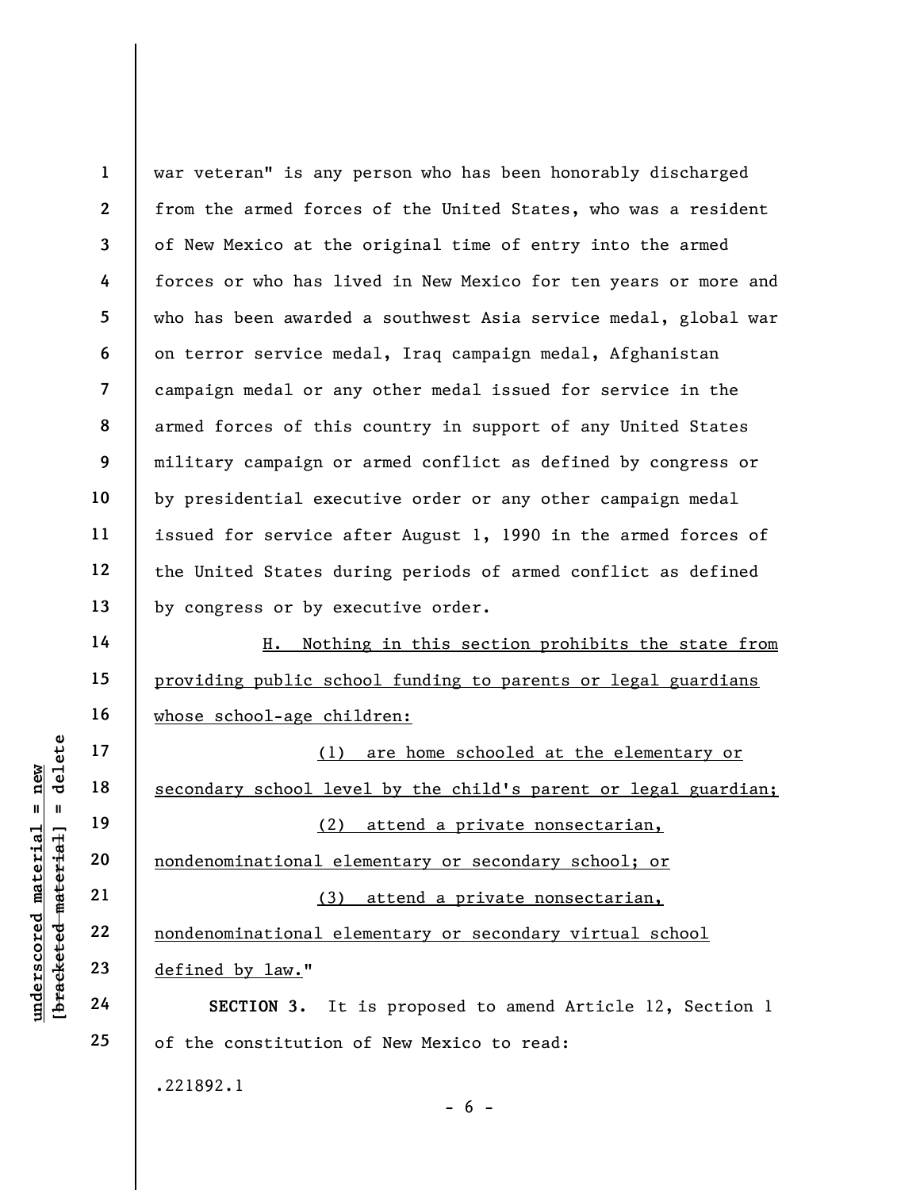war veteran" is any person who has been honorably discharged from the armed forces of the United States, who was a resident of New Mexico at the original time of entry into the armed forces or who has lived in New Mexico for ten years or more and who has been awarded a southwest Asia service medal, global war on terror service medal, Iraq campaign medal, Afghanistan campaign medal or any other medal issued for service in the armed forces of this country in support of any United States military campaign or armed conflict as defined by congress or by presidential executive order or any other campaign medal issued for service after August 1, 1990 in the armed forces of the United States during periods of armed conflict as defined by congress or by executive order.

H. Nothing in this section prohibits the state from providing public school funding to parents or legal guardians whose school-age children:

(1) are home schooled at the elementary or secondary school level by the child's parent or legal guardian;

(2) attend a private nonsectarian, nondenominational elementary or secondary school; or

(3) attend a private nonsectarian, nondenominational elementary or secondary virtual school defined by law."

**SECTION 3.** It is proposed to amend Article 12, Section 1 of the constitution of New Mexico to read:

.221892.1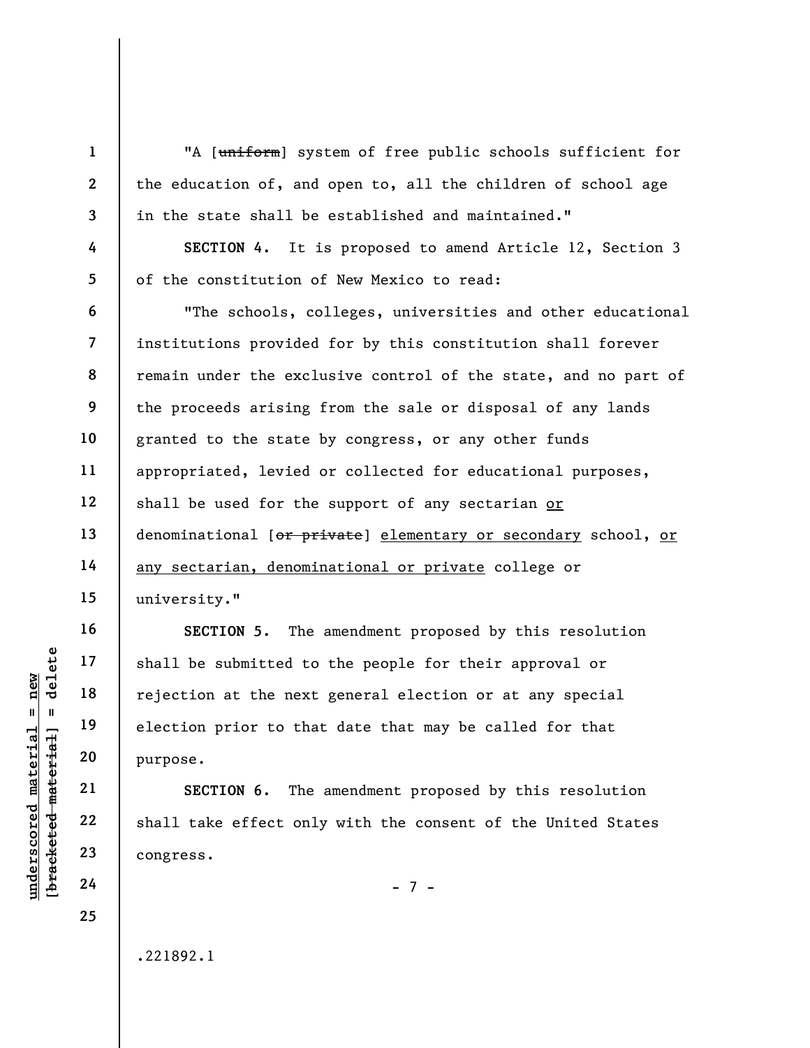"A [~~uniform~~] system of free public schools sufficient for the education of, and open to, all the children of school age in the state shall be established and maintained."

**SECTION 4.** It is proposed to amend Article 12, Section 3 of the constitution of New Mexico to read:

"The schools, colleges, universities and other educational institutions provided for by this constitution shall forever remain under the exclusive control of the state, and no part of the proceeds arising from the sale or disposal of any lands granted to the state by congress, or any other funds appropriated, levied or collected for educational purposes, shall be used for the support of any sectarian <u>or</u> denominational [~~or private~~] <u>elementary or secondary</u> school, <u>or any sectarian, denominational or private</u> college or university."

**SECTION 5.** The amendment proposed by this resolution shall be submitted to the people for their approval or rejection at the next general election or at any special election prior to that date that may be called for that purpose.

**SECTION 6.** The amendment proposed by this resolution shall take effect only with the consent of the United States congress.

.221892.1